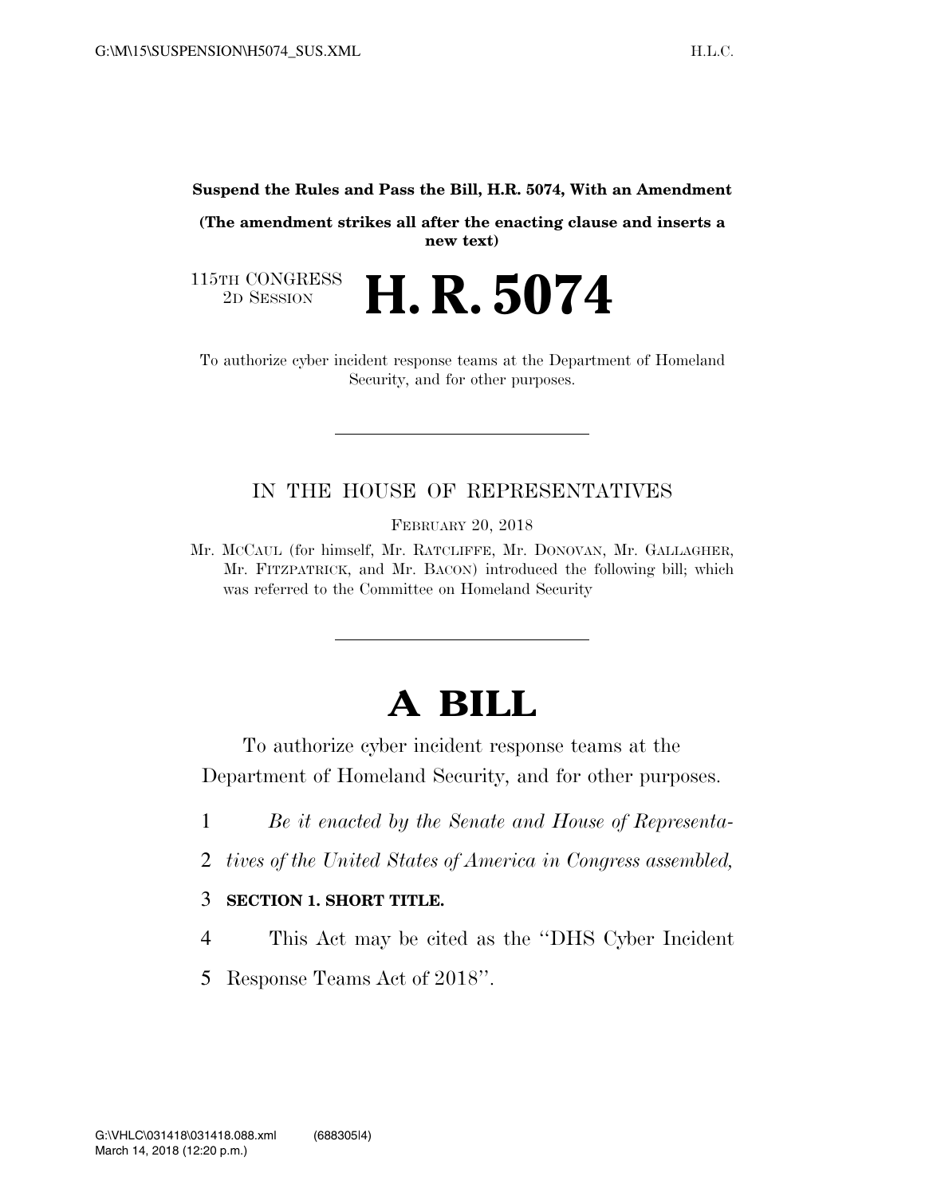**Suspend the Rules and Pass the Bill, H.R. 5074, With an Amendment**

**(The amendment strikes all after the enacting clause and inserts a new text)**

115TH CONGRESS
2D SESSION

# H. R. 5074

To authorize cyber incident response teams at the Department of Homeland Security, and for other purposes.

---

IN THE HOUSE OF REPRESENTATIVES

FEBRUARY 20, 2018

Mr. MCCAUL (for himself, Mr. RATCLIFFE, Mr. DONOVAN, Mr. GALLAGHER, Mr. FITZPATRICK, and Mr. BACON) introduced the following bill; which was referred to the Committee on Homeland Security

---

# A BILL

To authorize cyber incident response teams at the Department of Homeland Security, and for other purposes.

1 *Be it enacted by the Senate and House of Representa-*
2 *tives of the United States of America in Congress assembled,*

3 **SECTION 1. SHORT TITLE.**

4 This Act may be cited as the "DHS Cyber Incident
5 Response Teams Act of 2018".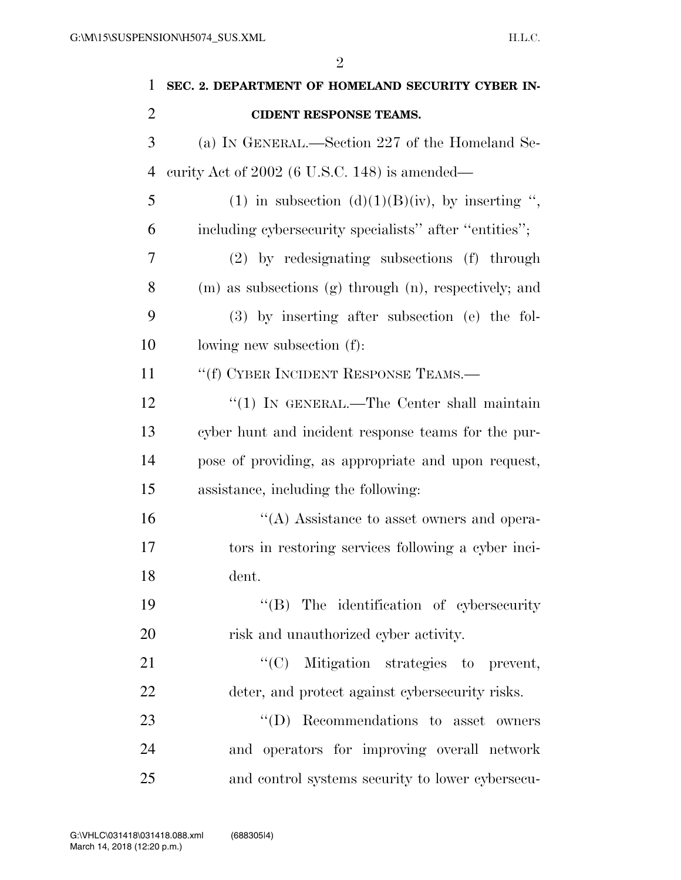**SEC. 2. DEPARTMENT OF HOMELAND SECURITY CYBER INCIDENT RESPONSE TEAMS.**

(a) IN GENERAL.—Section 227 of the Homeland Security Act of 2002 (6 U.S.C. 148) is amended—

(1) in subsection (d)(1)(B)(iv), by inserting ", including cybersecurity specialists" after "entities";

(2) by redesignating subsections (f) through (m) as subsections (g) through (n), respectively; and

(3) by inserting after subsection (e) the following new subsection (f):

"(f) CYBER INCIDENT RESPONSE TEAMS.—

"(1) IN GENERAL.—The Center shall maintain cyber hunt and incident response teams for the purpose of providing, as appropriate and upon request, assistance, including the following:

"(A) Assistance to asset owners and operators in restoring services following a cyber incident.

"(B) The identification of cybersecurity risk and unauthorized cyber activity.

"(C) Mitigation strategies to prevent, deter, and protect against cybersecurity risks.

"(D) Recommendations to asset owners and operators for improving overall network and control systems security to lower cybersecu-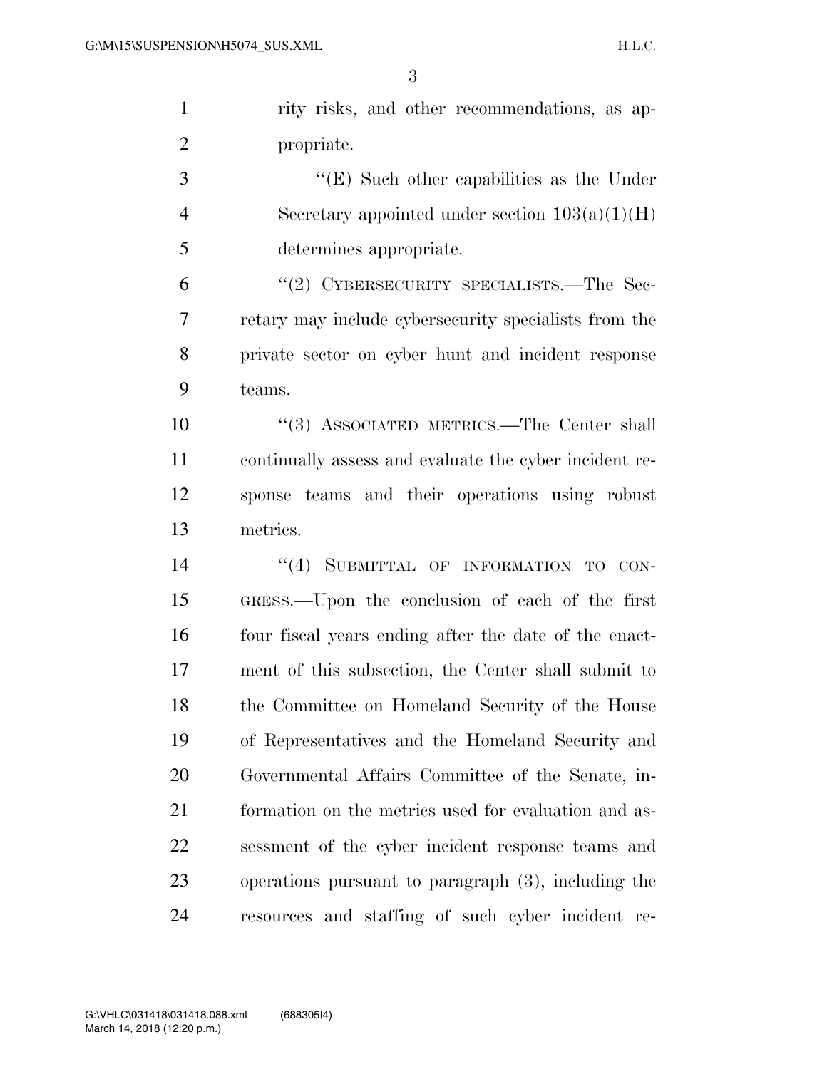rity risks, and other recommendations, as appropriate.

"(E) Such other capabilities as the Under Secretary appointed under section 103(a)(1)(H) determines appropriate.

"(2) CYBERSECURITY SPECIALISTS.—The Secretary may include cybersecurity specialists from the private sector on cyber hunt and incident response teams.

"(3) ASSOCIATED METRICS.—The Center shall continually assess and evaluate the cyber incident response teams and their operations using robust metrics.

"(4) SUBMITTAL OF INFORMATION TO CONGRESS.—Upon the conclusion of each of the first four fiscal years ending after the date of the enactment of this subsection, the Center shall submit to the Committee on Homeland Security of the House of Representatives and the Homeland Security and Governmental Affairs Committee of the Senate, information on the metrics used for evaluation and assessment of the cyber incident response teams and operations pursuant to paragraph (3), including the resources and staffing of such cyber incident re-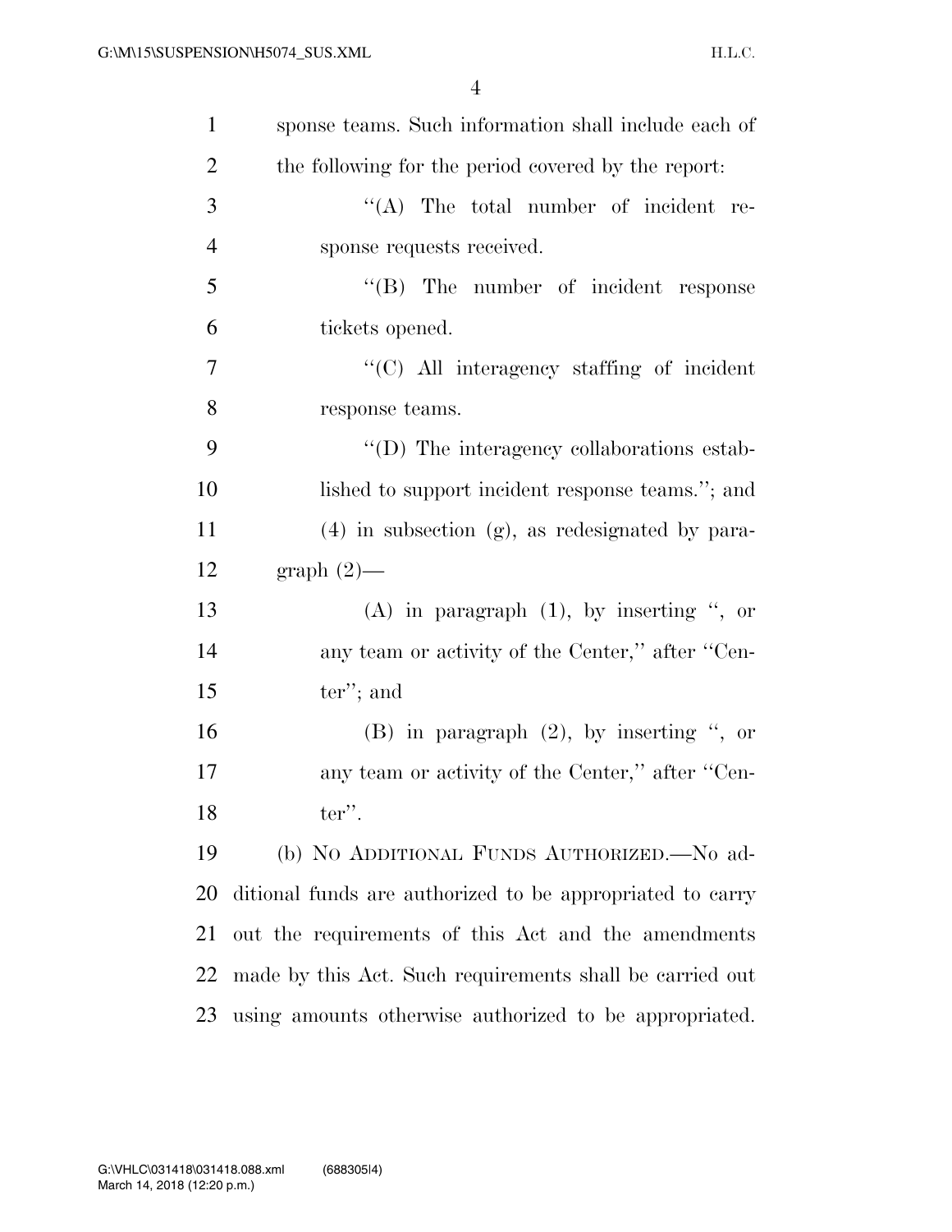sponse teams. Such information shall include each of the following for the period covered by the report:

"(A) The total number of incident response requests received.

"(B) The number of incident response tickets opened.

"(C) All interagency staffing of incident response teams.

"(D) The interagency collaborations established to support incident response teams."; and

(4) in subsection (g), as redesignated by paragraph (2)—

(A) in paragraph (1), by inserting ", or any team or activity of the Center," after "Center"; and

(B) in paragraph (2), by inserting ", or any team or activity of the Center," after "Center".

(b) NO ADDITIONAL FUNDS AUTHORIZED.—No additional funds are authorized to be appropriated to carry out the requirements of this Act and the amendments made by this Act. Such requirements shall be carried out using amounts otherwise authorized to be appropriated.